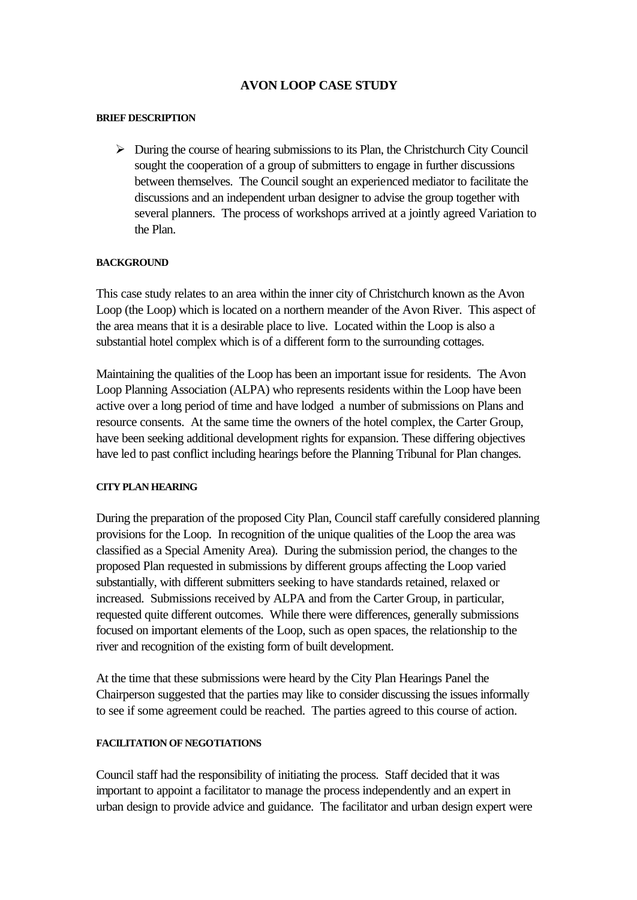# AVON LOOP CASE STUDY

## BRIEF DESCRIPTION

- During the course of hearing submissions to its Plan, the Christchurch City Council sought the cooperation of a group of submitters to engage in further discussions between themselves. The Council sought an experienced mediator to facilitate the discussions and an independent urban designer to advise the group together with several planners. The process of workshops arrived at a jointly agreed Variation to the Plan.

## BACKGROUND

This case study relates to an area within the inner city of Christchurch known as the Avon Loop (the Loop) which is located on a northern meander of the Avon River. This aspect of the area means that it is a desirable place to live. Located within the Loop is also a substantial hotel complex which is of a different form to the surrounding cottages.

Maintaining the qualities of the Loop has been an important issue for residents. The Avon Loop Planning Association (ALPA) who represents residents within the Loop have been active over a long period of time and have lodged a number of submissions on Plans and resource consents. At the same time the owners of the hotel complex, the Carter Group, have been seeking additional development rights for expansion. These differing objectives have led to past conflict including hearings before the Planning Tribunal for Plan changes.

## CITY PLAN HEARING

During the preparation of the proposed City Plan, Council staff carefully considered planning provisions for the Loop. In recognition of the unique qualities of the Loop the area was classified as a Special Amenity Area). During the submission period, the changes to the proposed Plan requested in submissions by different groups affecting the Loop varied substantially, with different submitters seeking to have standards retained, relaxed or increased. Submissions received by ALPA and from the Carter Group, in particular, requested quite different outcomes. While there were differences, generally submissions focused on important elements of the Loop, such as open spaces, the relationship to the river and recognition of the existing form of built development.

At the time that these submissions were heard by the City Plan Hearings Panel the Chairperson suggested that the parties may like to consider discussing the issues informally to see if some agreement could be reached. The parties agreed to this course of action.

## FACILITATION OF NEGOTIATIONS

Council staff had the responsibility of initiating the process. Staff decided that it was important to appoint a facilitator to manage the process independently and an expert in urban design to provide advice and guidance. The facilitator and urban design expert were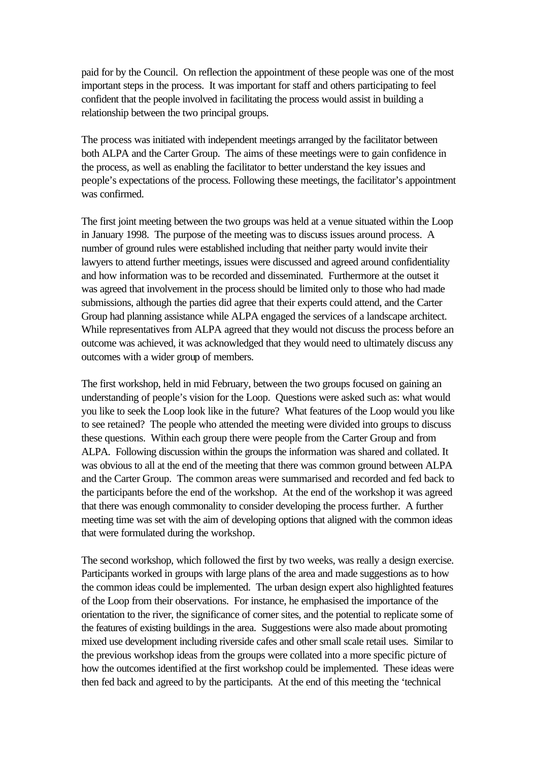paid for by the Council. On reflection the appointment of these people was one of the most important steps in the process. It was important for staff and others participating to feel confident that the people involved in facilitating the process would assist in building a relationship between the two principal groups.

The process was initiated with independent meetings arranged by the facilitator between both ALPA and the Carter Group. The aims of these meetings were to gain confidence in the process, as well as enabling the facilitator to better understand the key issues and people's expectations of the process. Following these meetings, the facilitator's appointment was confirmed.

The first joint meeting between the two groups was held at a venue situated within the Loop in January 1998. The purpose of the meeting was to discuss issues around process. A number of ground rules were established including that neither party would invite their lawyers to attend further meetings, issues were discussed and agreed around confidentiality and how information was to be recorded and disseminated. Furthermore at the outset it was agreed that involvement in the process should be limited only to those who had made submissions, although the parties did agree that their experts could attend, and the Carter Group had planning assistance while ALPA engaged the services of a landscape architect. While representatives from ALPA agreed that they would not discuss the process before an outcome was achieved, it was acknowledged that they would need to ultimately discuss any outcomes with a wider group of members.

The first workshop, held in mid February, between the two groups focused on gaining an understanding of people's vision for the Loop. Questions were asked such as: what would you like to seek the Loop look like in the future? What features of the Loop would you like to see retained? The people who attended the meeting were divided into groups to discuss these questions. Within each group there were people from the Carter Group and from ALPA. Following discussion within the groups the information was shared and collated. It was obvious to all at the end of the meeting that there was common ground between ALPA and the Carter Group. The common areas were summarised and recorded and fed back to the participants before the end of the workshop. At the end of the workshop it was agreed that there was enough commonality to consider developing the process further. A further meeting time was set with the aim of developing options that aligned with the common ideas that were formulated during the workshop.

The second workshop, which followed the first by two weeks, was really a design exercise. Participants worked in groups with large plans of the area and made suggestions as to how the common ideas could be implemented. The urban design expert also highlighted features of the Loop from their observations. For instance, he emphasised the importance of the orientation to the river, the significance of corner sites, and the potential to replicate some of the features of existing buildings in the area. Suggestions were also made about promoting mixed use development including riverside cafes and other small scale retail uses. Similar to the previous workshop ideas from the groups were collated into a more specific picture of how the outcomes identified at the first workshop could be implemented. These ideas were then fed back and agreed to by the participants. At the end of this meeting the 'technical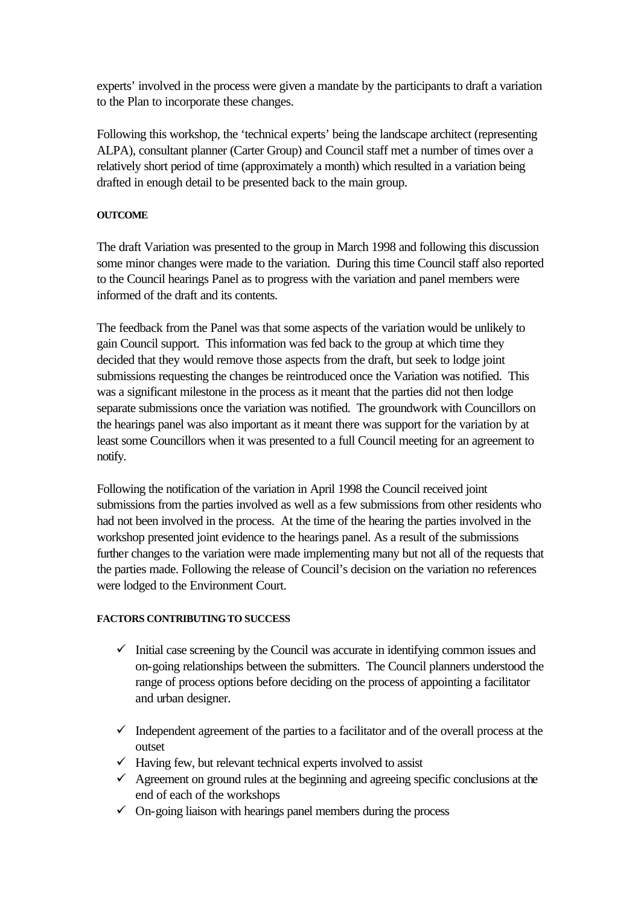experts' involved in the process were given a mandate by the participants to draft a variation to the Plan to incorporate these changes.

Following this workshop, the 'technical experts' being the landscape architect (representing ALPA), consultant planner (Carter Group) and Council staff met a number of times over a relatively short period of time (approximately a month) which resulted in a variation being drafted in enough detail to be presented back to the main group.

**OUTCOME**

The draft Variation was presented to the group in March 1998 and following this discussion some minor changes were made to the variation. During this time Council staff also reported to the Council hearings Panel as to progress with the variation and panel members were informed of the draft and its contents.

The feedback from the Panel was that some aspects of the variation would be unlikely to gain Council support. This information was fed back to the group at which time they decided that they would remove those aspects from the draft, but seek to lodge joint submissions requesting the changes be reintroduced once the Variation was notified. This was a significant milestone in the process as it meant that the parties did not then lodge separate submissions once the variation was notified. The groundwork with Councillors on the hearings panel was also important as it meant there was support for the variation by at least some Councillors when it was presented to a full Council meeting for an agreement to notify.

Following the notification of the variation in April 1998 the Council received joint submissions from the parties involved as well as a few submissions from other residents who had not been involved in the process. At the time of the hearing the parties involved in the workshop presented joint evidence to the hearings panel. As a result of the submissions further changes to the variation were made implementing many but not all of the requests that the parties made. Following the release of Council's decision on the variation no references were lodged to the Environment Court.

**FACTORS CONTRIBUTING TO SUCCESS**

- ✓ Initial case screening by the Council was accurate in identifying common issues and on-going relationships between the submitters. The Council planners understood the range of process options before deciding on the process of appointing a facilitator and urban designer.
- ✓ Independent agreement of the parties to a facilitator and of the overall process at the outset
- ✓ Having few, but relevant technical experts involved to assist
- ✓ Agreement on ground rules at the beginning and agreeing specific conclusions at the end of each of the workshops
- ✓ On-going liaison with hearings panel members during the process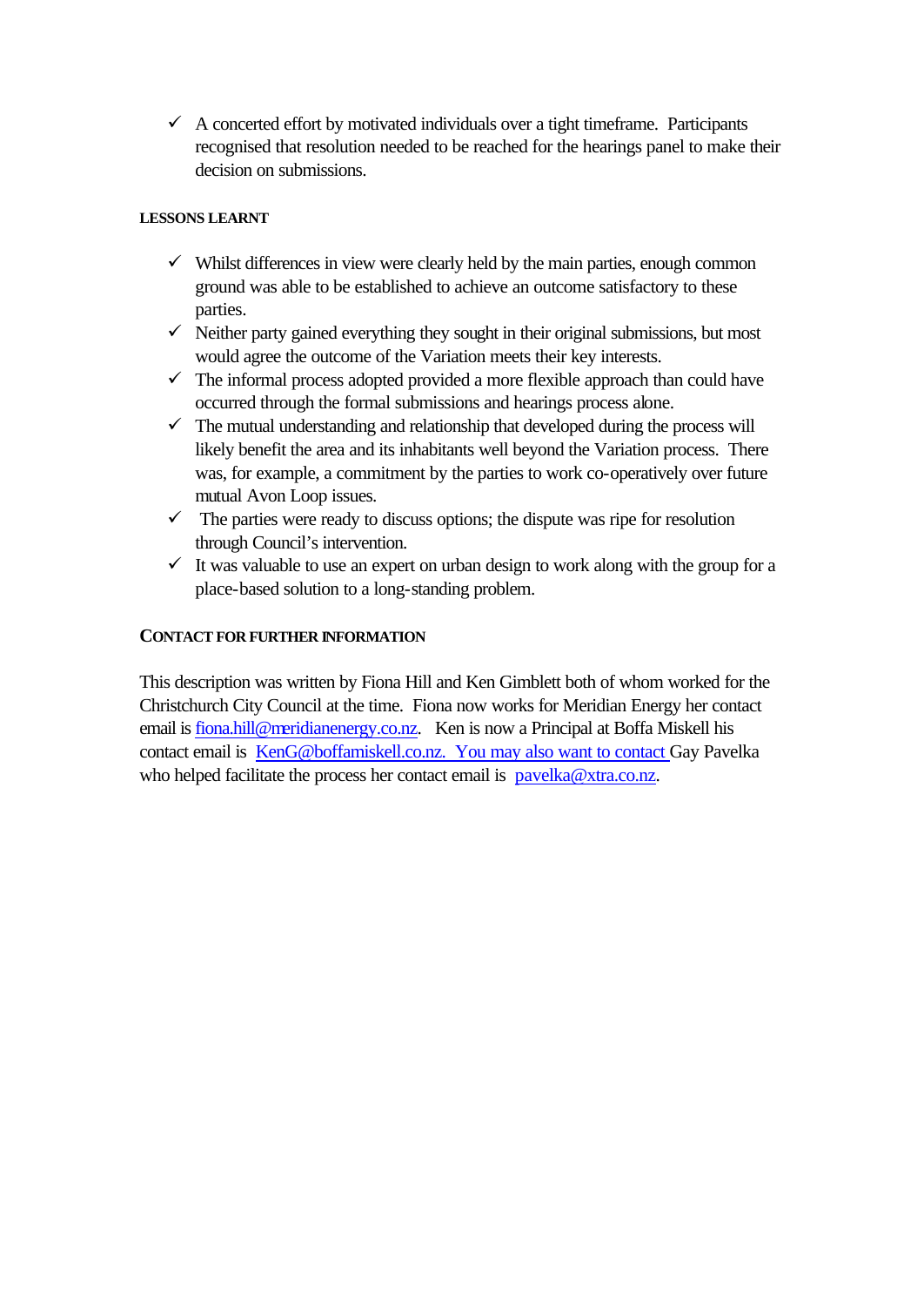- ✓ A concerted effort by motivated individuals over a tight timeframe. Participants recognised that resolution needed to be reached for the hearings panel to make their decision on submissions.

## LESSONS LEARNT

- ✓ Whilst differences in view were clearly held by the main parties, enough common ground was able to be established to achieve an outcome satisfactory to these parties.
- ✓ Neither party gained everything they sought in their original submissions, but most would agree the outcome of the Variation meets their key interests.
- ✓ The informal process adopted provided a more flexible approach than could have occurred through the formal submissions and hearings process alone.
- ✓ The mutual understanding and relationship that developed during the process will likely benefit the area and its inhabitants well beyond the Variation process. There was, for example, a commitment by the parties to work co-operatively over future mutual Avon Loop issues.
- ✓ The parties were ready to discuss options; the dispute was ripe for resolution through Council's intervention.
- ✓ It was valuable to use an expert on urban design to work along with the group for a place-based solution to a long-standing problem.

## CONTACT FOR FURTHER INFORMATION

This description was written by Fiona Hill and Ken Gimblett both of whom worked for the Christchurch City Council at the time. Fiona now works for Meridian Energy her contact email is fiona.hill@meridianenergy.co.nz. Ken is now a Principal at Boffa Miskell his contact email is KenG@boffamiskell.co.nz. You may also want to contact Gay Pavelka who helped facilitate the process her contact email is pavelka@xtra.co.nz.